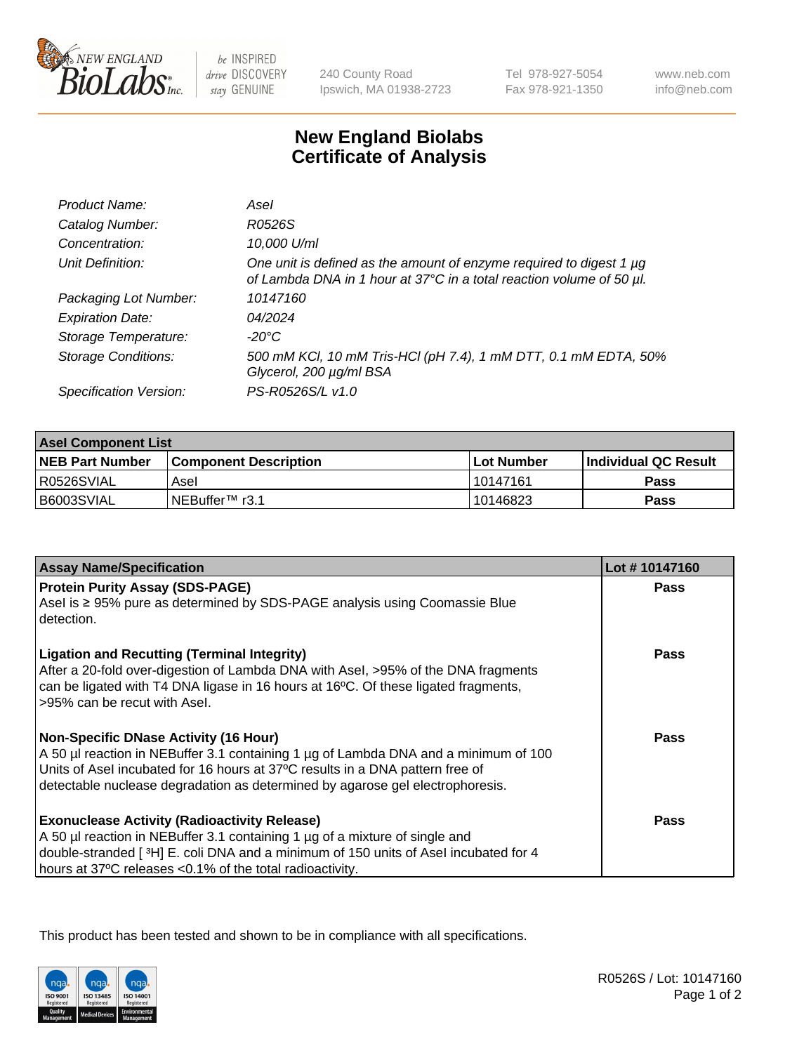240 County Road
Ipswich, MA 01938-2723

Tel 978-927-5054
Fax 978-921-1350

www.neb.com
info@neb.com

# New England Biolabs
# Certificate of Analysis

| | |
|---|---|
| *Product Name:* | *AseI* |
| *Catalog Number:* | *R0526S* |
| *Concentration:* | *10,000 U/ml* |
| *Unit Definition:* | *One unit is defined as the amount of enzyme required to digest 1 µg of Lambda DNA in 1 hour at 37°C in a total reaction volume of 50 µl.* |
| *Packaging Lot Number:* | *10147160* |
| *Expiration Date:* | *04/2024* |
| *Storage Temperature:* | *-20°C* |
| *Storage Conditions:* | *500 mM KCl, 10 mM Tris-HCl (pH 7.4), 1 mM DTT, 0.1 mM EDTA, 50% Glycerol, 200 µg/ml BSA* |
| *Specification Version:* | *PS-R0526S/L v1.0* |

| **AseI Component List** | | | |
|---|---|---|---|
| **NEB Part Number** | **Component Description** | **Lot Number** | **Individual QC Result** |
| R0526SVIAL | AseI | 10147161 | **Pass** |
| B6003SVIAL | NEBuffer™ r3.1 | 10146823 | **Pass** |

| **Assay Name/Specification** | **Lot # 10147160** |
|---|---|
| **Protein Purity Assay (SDS-PAGE)**<br>AseI is ≥ 95% pure as determined by SDS-PAGE analysis using Coomassie Blue detection. | **Pass** |
| **Ligation and Recutting (Terminal Integrity)**<br>After a 20-fold over-digestion of Lambda DNA with AseI, >95% of the DNA fragments can be ligated with T4 DNA ligase in 16 hours at 16ºC. Of these ligated fragments, >95% can be recut with AseI. | **Pass** |
| **Non-Specific DNase Activity (16 Hour)**<br>A 50 µl reaction in NEBuffer 3.1 containing 1 µg of Lambda DNA and a minimum of 100 Units of AseI incubated for 16 hours at 37ºC results in a DNA pattern free of detectable nuclease degradation as determined by agarose gel electrophoresis. | **Pass** |
| **Exonuclease Activity (Radioactivity Release)**<br>A 50 µl reaction in NEBuffer 3.1 containing 1 µg of a mixture of single and double-stranded [ $^{3}$H] E. coli DNA and a minimum of 150 units of AseI incubated for 4 hours at 37ºC releases <0.1% of the total radioactivity. | **Pass** |

This product has been tested and shown to be in compliance with all specifications.

R0526S / Lot: 10147160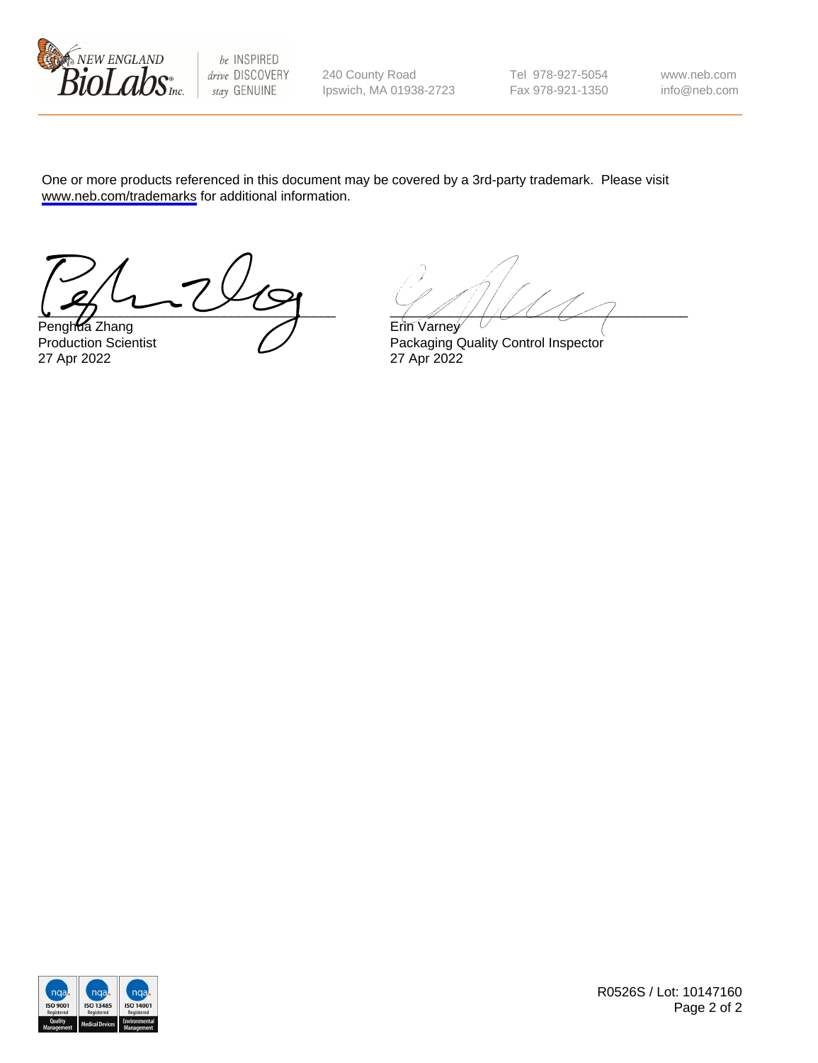One or more products referenced in this document may be covered by a 3rd-party trademark. Please visit www.neb.com/trademarks for additional information.

Penghua Zhang
Production Scientist
27 Apr 2022

Erin Varney
Packaging Quality Control Inspector
27 Apr 2022

R0526S / Lot: 10147160